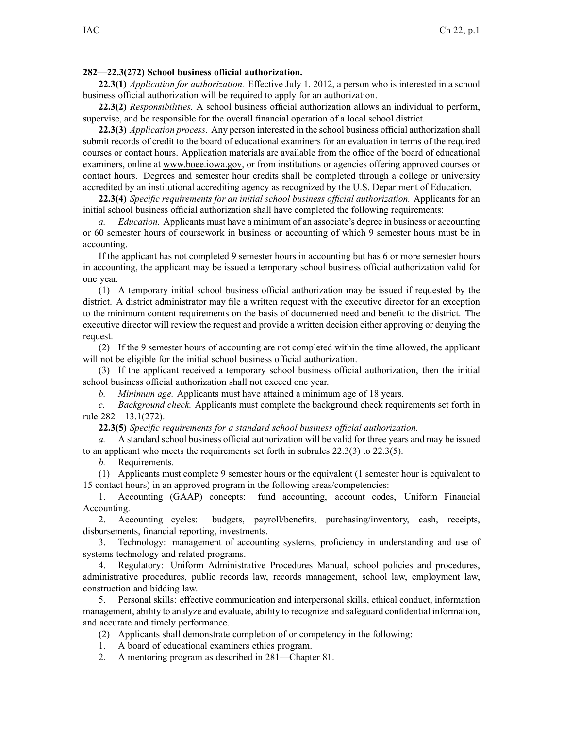**282—22.3(272) School business official authorization.**

**22.3(1)** *Application for authorization.* Effective July 1, 2012, a person who is interested in a school business official authorization will be required to apply for an authorization.

**22.3(2)** *Responsibilities.* A school business official authorization allows an individual to perform, supervise, and be responsible for the overall financial operation of a local school district.

**22.3(3)** *Application process.* Any person interested in the school business official authorization shall submit records of credit to the board of educational examiners for an evaluation in terms of the required courses or contact hours. Application materials are available from the office of the board of educational examiners, online at www.boee.iowa.gov, or from institutions or agencies offering approved courses or contact hours. Degrees and semester hour credits shall be completed through a college or university accredited by an institutional accrediting agency as recognized by the U.S. Department of Education.

**22.3(4)** *Specific requirements for an initial school business official authorization.* Applicants for an initial school business official authorization shall have completed the following requirements:

*a. Education.* Applicants must have a minimum of an associate's degree in business or accounting or 60 semester hours of coursework in business or accounting of which 9 semester hours must be in accounting.

If the applicant has not completed 9 semester hours in accounting but has 6 or more semester hours in accounting, the applicant may be issued a temporary school business official authorization valid for one year.

(1) A temporary initial school business official authorization may be issued if requested by the district. A district administrator may file a written request with the executive director for an exception to the minimum content requirements on the basis of documented need and benefit to the district. The executive director will review the request and provide a written decision either approving or denying the request.

(2) If the 9 semester hours of accounting are not completed within the time allowed, the applicant will not be eligible for the initial school business official authorization.

(3) If the applicant received a temporary school business official authorization, then the initial school business official authorization shall not exceed one year.

*b. Minimum age.* Applicants must have attained a minimum age of 18 years.

*c. Background check.* Applicants must complete the background check requirements set forth in rule 282—13.1(272).

**22.3(5)** *Specific requirements for a standard school business official authorization.*

*a.* A standard school business official authorization will be valid for three years and may be issued to an applicant who meets the requirements set forth in subrules 22.3(3) to 22.3(5).

*b.* Requirements.

(1) Applicants must complete 9 semester hours or the equivalent (1 semester hour is equivalent to 15 contact hours) in an approved program in the following areas/competencies:

1. Accounting (GAAP) concepts: fund accounting, account codes, Uniform Financial Accounting.

2. Accounting cycles: budgets, payroll/benefits, purchasing/inventory, cash, receipts, disbursements, financial reporting, investments.

3. Technology: management of accounting systems, proficiency in understanding and use of systems technology and related programs.

4. Regulatory: Uniform Administrative Procedures Manual, school policies and procedures, administrative procedures, public records law, records management, school law, employment law, construction and bidding law.

5. Personal skills: effective communication and interpersonal skills, ethical conduct, information management, ability to analyze and evaluate, ability to recognize and safeguard confidential information, and accurate and timely performance.

(2) Applicants shall demonstrate completion of or competency in the following:

1. A board of educational examiners ethics program.

2. A mentoring program as described in 281—Chapter 81.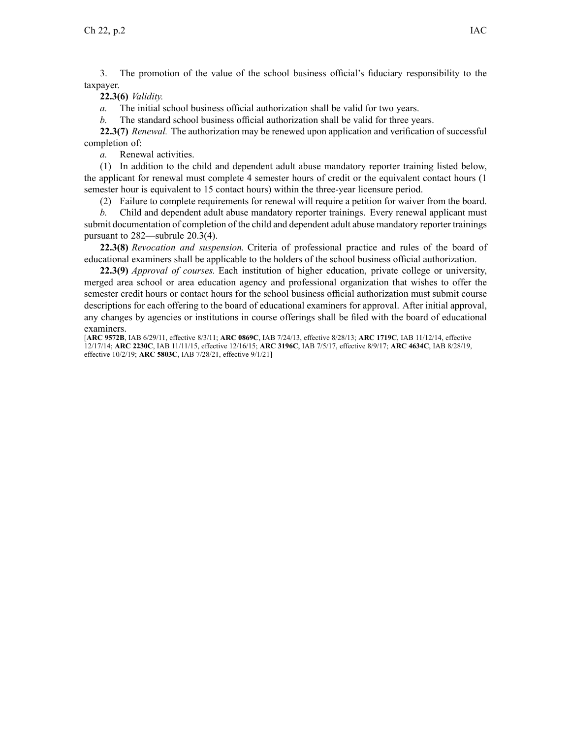3. The promotion of the value of the school business official's fiduciary responsibility to the taxpayer.

**22.3(6)** *Validity.*

*a.* The initial school business official authorization shall be valid for two years.

*b.* The standard school business official authorization shall be valid for three years.

**22.3(7)** *Renewal.* The authorization may be renewed upon application and verification of successful completion of:

*a.* Renewal activities.

(1) In addition to the child and dependent adult abuse mandatory reporter training listed below, the applicant for renewal must complete 4 semester hours of credit or the equivalent contact hours (1 semester hour is equivalent to 15 contact hours) within the three-year licensure period.

(2) Failure to complete requirements for renewal will require a petition for waiver from the board.

*b.* Child and dependent adult abuse mandatory reporter trainings. Every renewal applicant must submit documentation of completion of the child and dependent adult abuse mandatory reporter trainings pursuant to 282—subrule 20.3(4).

**22.3(8)** *Revocation and suspension.* Criteria of professional practice and rules of the board of educational examiners shall be applicable to the holders of the school business official authorization.

**22.3(9)** *Approval of courses.* Each institution of higher education, private college or university, merged area school or area education agency and professional organization that wishes to offer the semester credit hours or contact hours for the school business official authorization must submit course descriptions for each offering to the board of educational examiners for approval. After initial approval, any changes by agencies or institutions in course offerings shall be filed with the board of educational examiners.

[**ARC 9572B**, IAB 6/29/11, effective 8/3/11; **ARC 0869C**, IAB 7/24/13, effective 8/28/13; **ARC 1719C**, IAB 11/12/14, effective 12/17/14; **ARC 2230C**, IAB 11/11/15, effective 12/16/15; **ARC 3196C**, IAB 7/5/17, effective 8/9/17; **ARC 4634C**, IAB 8/28/19, effective 10/2/19; **ARC 5803C**, IAB 7/28/21, effective 9/1/21]